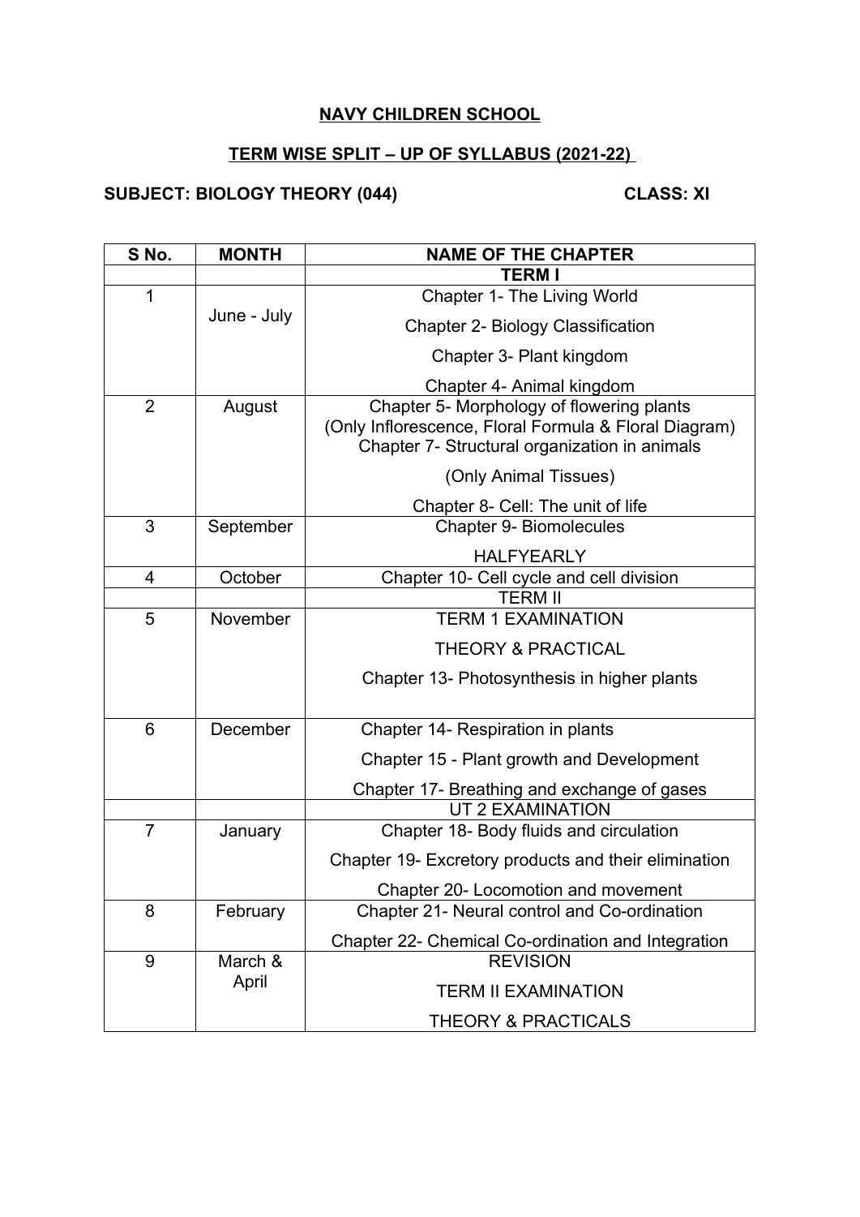**NAVY CHILDREN SCHOOL**

**TERM WISE SPLIT – UP OF SYLLABUS (2021-22)**

**SUBJECT: BIOLOGY THEORY (044)** **CLASS: XI**

| S No. | MONTH | NAME OF THE CHAPTER |
|---|---|---|
| | | **TERM I** |
| 1 | June - July | Chapter 1- The Living World<br>Chapter 2- Biology Classification<br>Chapter 3- Plant kingdom<br>Chapter 4- Animal kingdom |
| 2 | August | Chapter 5- Morphology of flowering plants<br>(Only Inflorescence, Floral Formula & Floral Diagram)<br>Chapter 7- Structural organization in animals<br>(Only Animal Tissues)<br>Chapter 8- Cell: The unit of life |
| 3 | September | Chapter 9- Biomolecules<br>HALFYEARLY |
| 4 | October | Chapter 10- Cell cycle and cell division |
| | | TERM II |
| 5 | November | TERM 1 EXAMINATION<br>THEORY & PRACTICAL<br>Chapter 13- Photosynthesis in higher plants |
| 6 | December | Chapter 14- Respiration in plants<br>Chapter 15 - Plant growth and Development<br>Chapter 17- Breathing and exchange of gases |
| | | UT 2 EXAMINATION |
| 7 | January | Chapter 18- Body fluids and circulation<br>Chapter 19- Excretory products and their elimination<br>Chapter 20- Locomotion and movement |
| 8 | February | Chapter 21- Neural control and Co-ordination<br>Chapter 22- Chemical Co-ordination and Integration |
| 9 | March & April | REVISION<br>TERM II EXAMINATION<br>THEORY & PRACTICALS |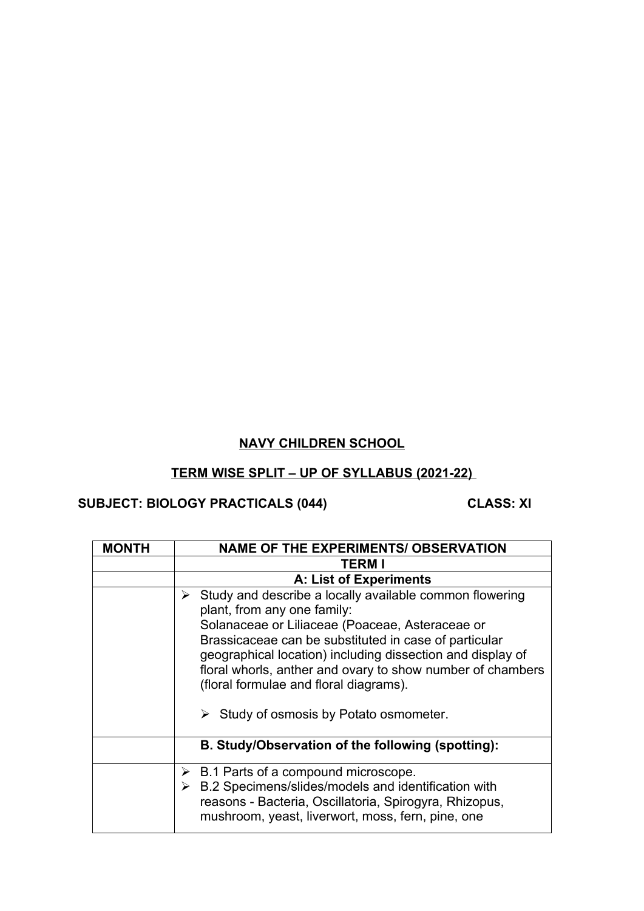**NAVY CHILDREN SCHOOL**

**TERM WISE SPLIT – UP OF SYLLABUS (2021-22)**

**SUBJECT: BIOLOGY PRACTICALS (044) CLASS: XI**

| MONTH | NAME OF THE EXPERIMENTS/ OBSERVATION |
|---|---|
| | **TERM I** |
| | **A: List of Experiments** |
| | ➢ Study and describe a locally available common flowering plant, from any one family: Solanaceae or Liliaceae (Poaceae, Asteraceae or Brassicaceae can be substituted in case of particular geographical location) including dissection and display of floral whorls, anther and ovary to show number of chambers (floral formulae and floral diagrams).<br><br>➢ Study of osmosis by Potato osmometer. |
| | **B. Study/Observation of the following (spotting):** |
| | ➢ B.1 Parts of a compound microscope.<br>➢ B.2 Specimens/slides/models and identification with reasons - Bacteria, Oscillatoria, Spirogyra, Rhizopus, mushroom, yeast, liverwort, moss, fern, pine, one |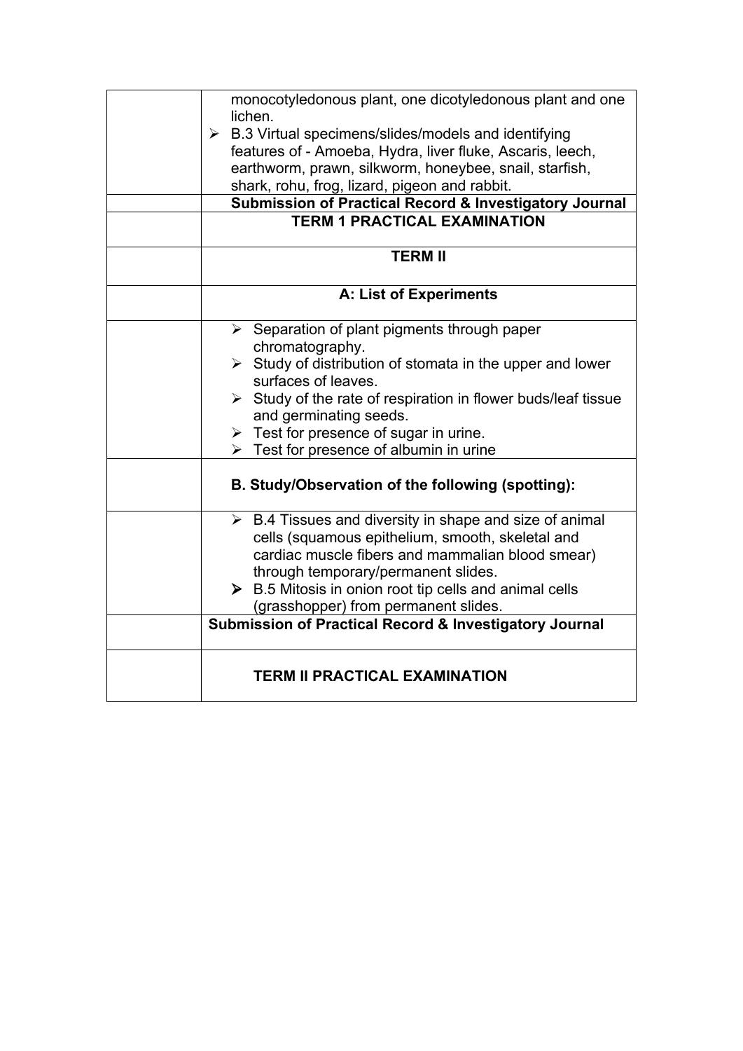| | |
|---|---|
| | monocotyledonous plant, one dicotyledonous plant and one lichen.<br>➢ B.3 Virtual specimens/slides/models and identifying features of - Amoeba, Hydra, liver fluke, Ascaris, leech, earthworm, prawn, silkworm, honeybee, snail, starfish, shark, rohu, frog, lizard, pigeon and rabbit. |
| | **Submission of Practical Record & Investigatory Journal** |
| | **TERM 1 PRACTICAL EXAMINATION** |
| | **TERM II** |
| | **A: List of Experiments** |
| | ➢ Separation of plant pigments through paper chromatography.<br>➢ Study of distribution of stomata in the upper and lower surfaces of leaves.<br>➢ Study of the rate of respiration in flower buds/leaf tissue and germinating seeds.<br>➢ Test for presence of sugar in urine.<br>➢ Test for presence of albumin in urine |
| | **B. Study/Observation of the following (spotting):** |
| | ➢ B.4 Tissues and diversity in shape and size of animal cells (squamous epithelium, smooth, skeletal and cardiac muscle fibers and mammalian blood smear) through temporary/permanent slides.<br>➢ B.5 Mitosis in onion root tip cells and animal cells (grasshopper) from permanent slides. |
| | **Submission of Practical Record & Investigatory Journal** |
| | **TERM II PRACTICAL EXAMINATION** |